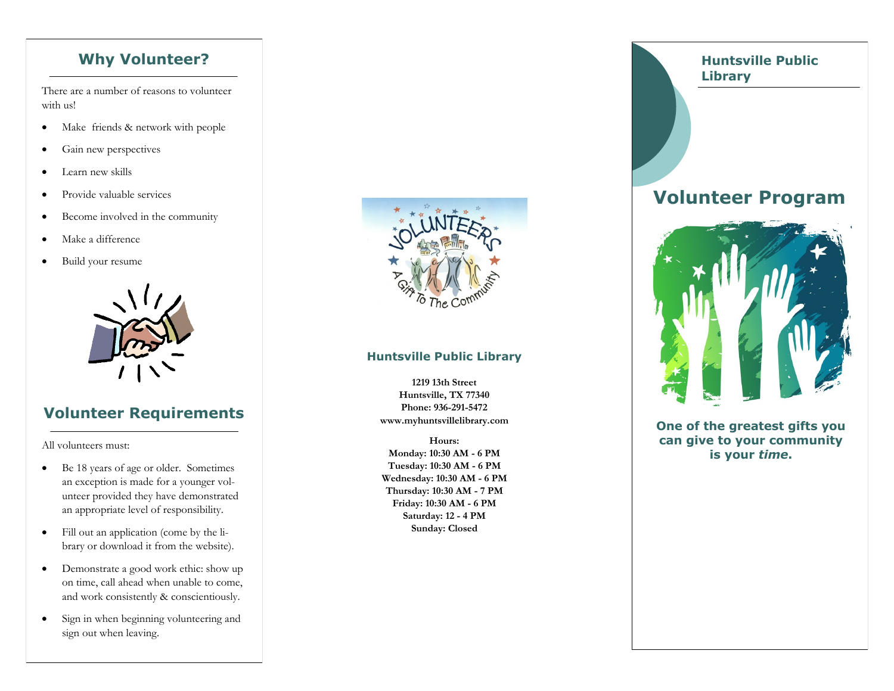## Why Volunteer?

There are a number of reasons to volunteer with us!

- Make friends & network with people
- Gain new perspectives
- Learn new skills
- Provide valuable services
- Become involved in the community
- Make a difference
- Build your resume

## Volunteer Requirements

All volunteers must:

- Be 18 years of age or older. Sometimes an exception is made for a younger volunteer provided they have demonstrated an appropriate level of responsibility.
- Fill out an application (come by the library or download it from the website).
- Demonstrate a good work ethic: show up on time, call ahead when unable to come, and work consistently & conscientiously.
- Sign in when beginning volunteering and sign out when leaving.

### Huntsville Public Library

**1219 13th Street**
**Huntsville, TX 77340**
**Phone: 936-291-5472**
**www.myhuntsvillelibrary.com**

**Hours:**
**Monday: 10:30 AM - 6 PM**
**Tuesday: 10:30 AM - 6 PM**
**Wednesday: 10:30 AM - 6 PM**
**Thursday: 10:30 AM - 7 PM**
**Friday: 10:30 AM - 6 PM**
**Saturday: 12 - 4 PM**
**Sunday: Closed**

### Huntsville Public Library

# Volunteer Program

**One of the greatest gifts you can give to your community is your *time*.**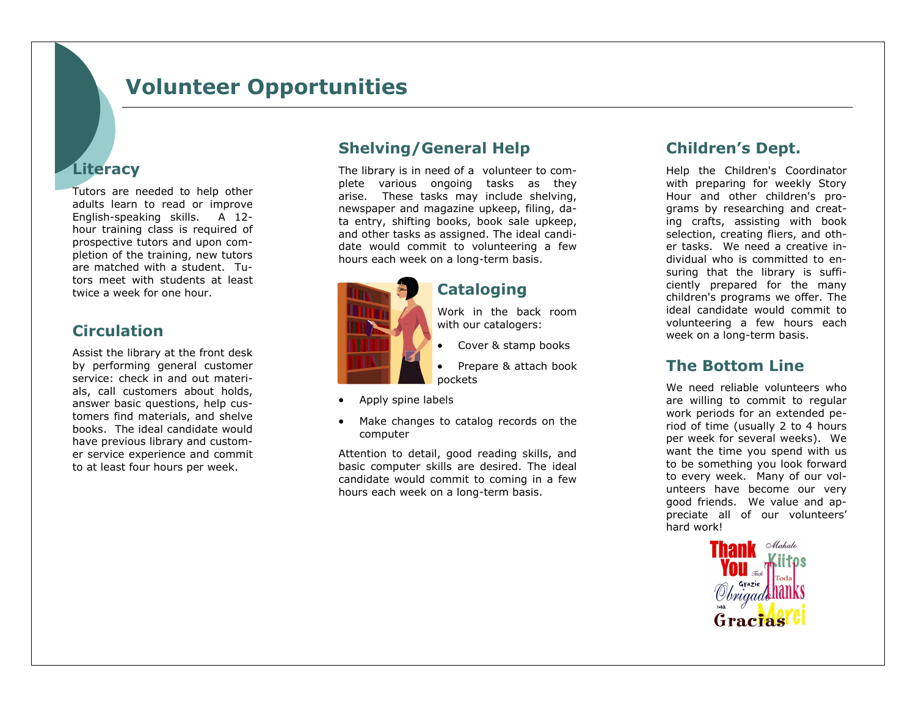# Volunteer Opportunities

## Literacy

Tutors are needed to help other adults learn to read or improve English-speaking skills. A 12-hour training class is required of prospective tutors and upon completion of the training, new tutors are matched with a student. Tutors meet with students at least twice a week for one hour.

## Circulation

Assist the library at the front desk by performing general customer service: check in and out materials, call customers about holds, answer basic questions, help customers find materials, and shelve books. The ideal candidate would have previous library and customer service experience and commit to at least four hours per week.

## Shelving/General Help

The library is in need of a volunteer to complete various ongoing tasks as they arise. These tasks may include shelving, newspaper and magazine upkeep, filing, data entry, shifting books, book sale upkeep, and other tasks as assigned. The ideal candidate would commit to volunteering a few hours each week on a long-term basis.

## Cataloging

Work in the back room with our catalogers:

- Cover & stamp books
- Prepare & attach book pockets
- Apply spine labels
- Make changes to catalog records on the computer

Attention to detail, good reading skills, and basic computer skills are desired. The ideal candidate would commit to coming in a few hours each week on a long-term basis.

## Children's Dept.

Help the Children's Coordinator with preparing for weekly Story Hour and other children's programs by researching and creating crafts, assisting with book selection, creating fliers, and other tasks. We need a creative individual who is committed to ensuring that the library is sufficiently prepared for the many children's programs we offer. The ideal candidate would commit to volunteering a few hours each week on a long-term basis.

## The Bottom Line

We need reliable volunteers who are willing to commit to regular work periods for an extended period of time (usually 2 to 4 hours per week for several weeks). We want the time you spend with us to be something you look forward to every week. Many of our volunteers have become our very good friends. We value and appreciate all of our volunteers' hard work!